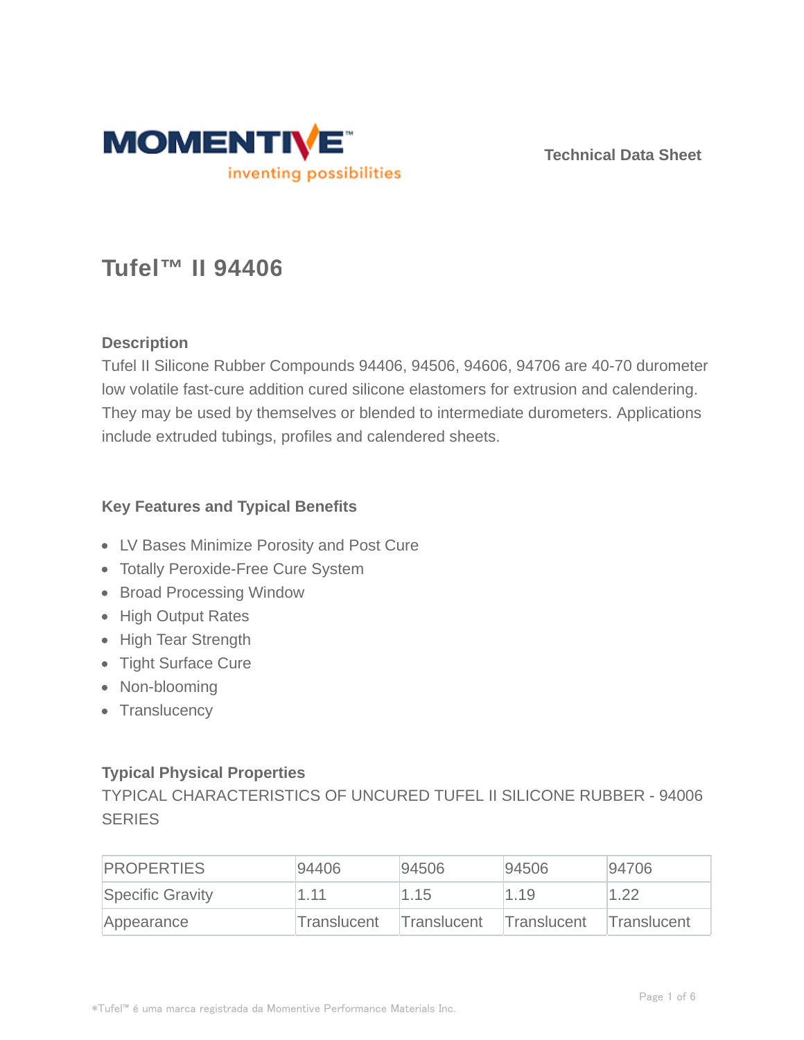MOMENTIVE™

inventing possibilities

Technical Data Sheet

# Tufel™ II 94406

## Description

Tufel II Silicone Rubber Compounds 94406, 94506, 94606, 94706 are 40-70 durometer low volatile fast-cure addition cured silicone elastomers for extrusion and calendering. They may be used by themselves or blended to intermediate durometers. Applications include extruded tubings, profiles and calendered sheets.

## Key Features and Typical Benefits

- LV Bases Minimize Porosity and Post Cure
- Totally Peroxide-Free Cure System
- Broad Processing Window
- High Output Rates
- High Tear Strength
- Tight Surface Cure
- Non-blooming
- Translucency

## Typical Physical Properties

TYPICAL CHARACTERISTICS OF UNCURED TUFEL II SILICONE RUBBER - 94006 SERIES

| PROPERTIES | 94406 | 94506 | 94506 | 94706 |
|---|---|---|---|---|
| Specific Gravity | 1.11 | 1.15 | 1.19 | 1.22 |
| Appearance | Translucent | Translucent | Translucent | Translucent |

*Tufel™ é uma marca registrada da Momentive Performance Materials Inc.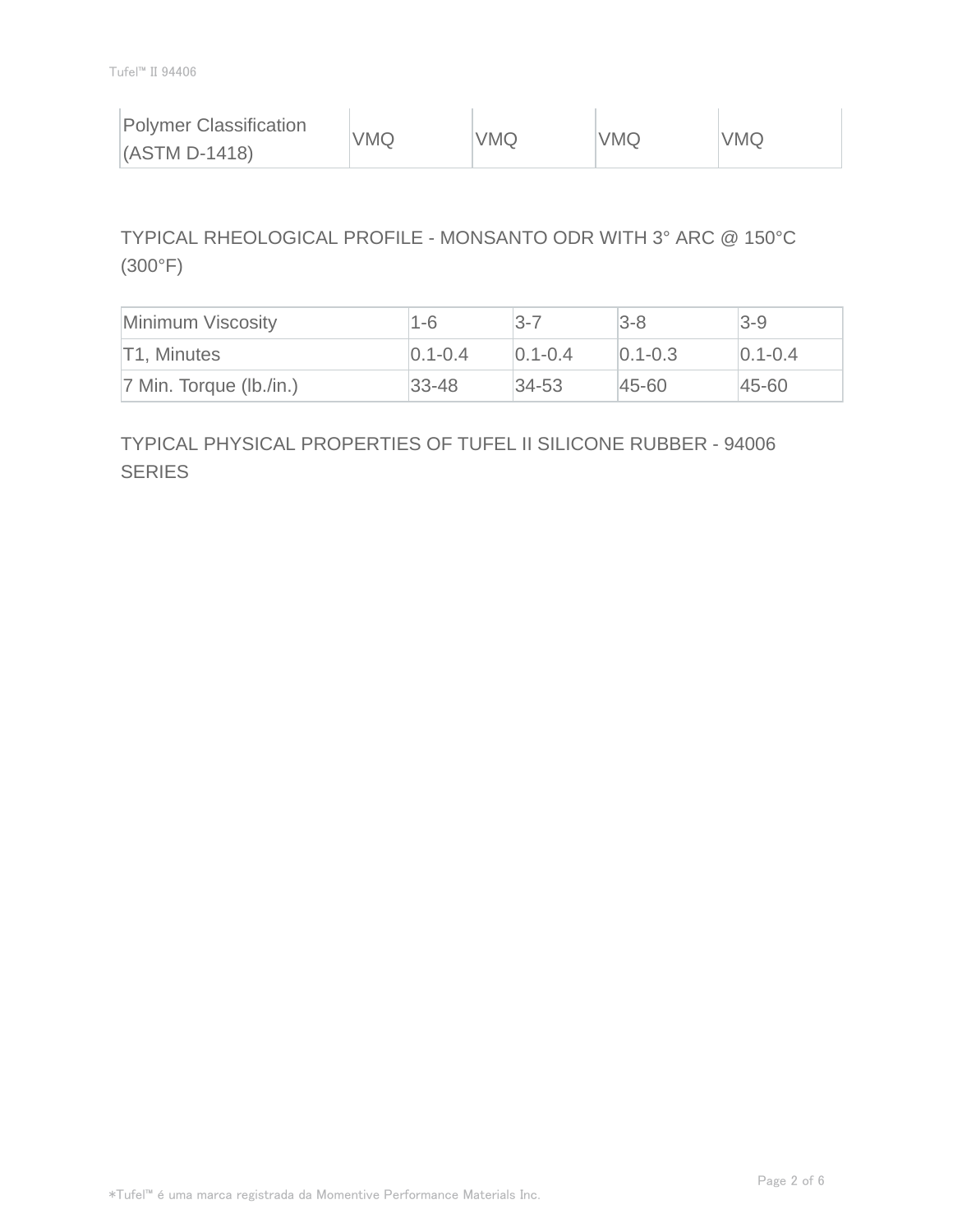| Polymer Classification (ASTM D-1418) | VMQ | VMQ | VMQ | VMQ |
| --- | --- | --- | --- | --- |

TYPICAL RHEOLOGICAL PROFILE - MONSANTO ODR WITH 3° ARC @ 150°C (300°F)

| Minimum Viscosity | 1-6 | 3-7 | 3-8 | 3-9 |
| --- | --- | --- | --- | --- |
| T1, Minutes | 0.1-0.4 | 0.1-0.4 | 0.1-0.3 | 0.1-0.4 |
| 7 Min. Torque (lb./in.) | 33-48 | 34-53 | 45-60 | 45-60 |

TYPICAL PHYSICAL PROPERTIES OF TUFEL II SILICONE RUBBER - 94006 SERIES

*Tufel™ é uma marca registrada da Momentive Performance Materials Inc.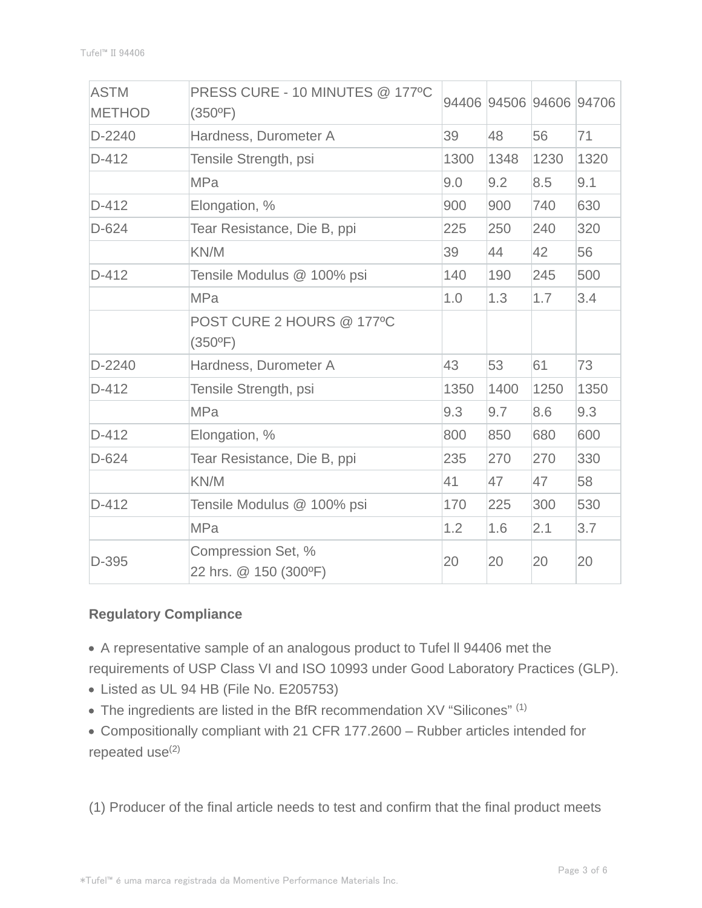| ASTM METHOD | PRESS CURE - 10 MINUTES @ 177ºC (350ºF) | 94406 | 94506 | 94606 | 94706 |
| --- | --- | --- | --- | --- | --- |
| D-2240 | Hardness, Durometer A | 39 | 48 | 56 | 71 |
| D-412 | Tensile Strength, psi | 1300 | 1348 | 1230 | 1320 |
| | MPa | 9.0 | 9.2 | 8.5 | 9.1 |
| D-412 | Elongation, % | 900 | 900 | 740 | 630 |
| D-624 | Tear Resistance, Die B, ppi | 225 | 250 | 240 | 320 |
| | KN/M | 39 | 44 | 42 | 56 |
| D-412 | Tensile Modulus @ 100% psi | 140 | 190 | 245 | 500 |
| | MPa | 1.0 | 1.3 | 1.7 | 3.4 |
| | POST CURE 2 HOURS @ 177ºC (350ºF) | | | | |
| D-2240 | Hardness, Durometer A | 43 | 53 | 61 | 73 |
| D-412 | Tensile Strength, psi | 1350 | 1400 | 1250 | 1350 |
| | MPa | 9.3 | 9.7 | 8.6 | 9.3 |
| D-412 | Elongation, % | 800 | 850 | 680 | 600 |
| D-624 | Tear Resistance, Die B, ppi | 235 | 270 | 270 | 330 |
| | KN/M | 41 | 47 | 47 | 58 |
| D-412 | Tensile Modulus @ 100% psi | 170 | 225 | 300 | 530 |
| | MPa | 1.2 | 1.6 | 2.1 | 3.7 |
| D-395 | Compression Set, % 22 hrs. @ 150 (300ºF) | 20 | 20 | 20 | 20 |

**Regulatory Compliance**

- A representative sample of an analogous product to Tufel ll 94406 met the requirements of USP Class VI and ISO 10993 under Good Laboratory Practices (GLP).
- Listed as UL 94 HB (File No. E205753)
- The ingredients are listed in the BfR recommendation XV "Silicones" (1)
- Compositionally compliant with 21 CFR 177.2600 – Rubber articles intended for repeated use(2)

(1) Producer of the final article needs to test and confirm that the final product meets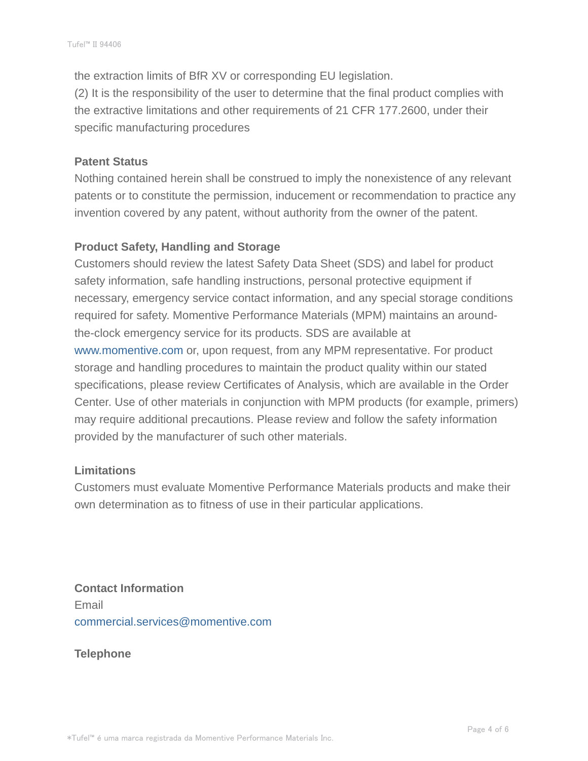the extraction limits of BfR XV or corresponding EU legislation.
(2) It is the responsibility of the user to determine that the final product complies with the extractive limitations and other requirements of 21 CFR 177.2600, under their specific manufacturing procedures

**Patent Status**

Nothing contained herein shall be construed to imply the nonexistence of any relevant patents or to constitute the permission, inducement or recommendation to practice any invention covered by any patent, without authority from the owner of the patent.

**Product Safety, Handling and Storage**

Customers should review the latest Safety Data Sheet (SDS) and label for product safety information, safe handling instructions, personal protective equipment if necessary, emergency service contact information, and any special storage conditions required for safety. Momentive Performance Materials (MPM) maintains an around-the-clock emergency service for its products. SDS are available at www.momentive.com or, upon request, from any MPM representative. For product storage and handling procedures to maintain the product quality within our stated specifications, please review Certificates of Analysis, which are available in the Order Center. Use of other materials in conjunction with MPM products (for example, primers) may require additional precautions. Please review and follow the safety information provided by the manufacturer of such other materials.

**Limitations**

Customers must evaluate Momentive Performance Materials products and make their own determination as to fitness of use in their particular applications.

**Contact Information**

Email
commercial.services@momentive.com

**Telephone**

*Tufel™ é uma marca registrada da Momentive Performance Materials Inc.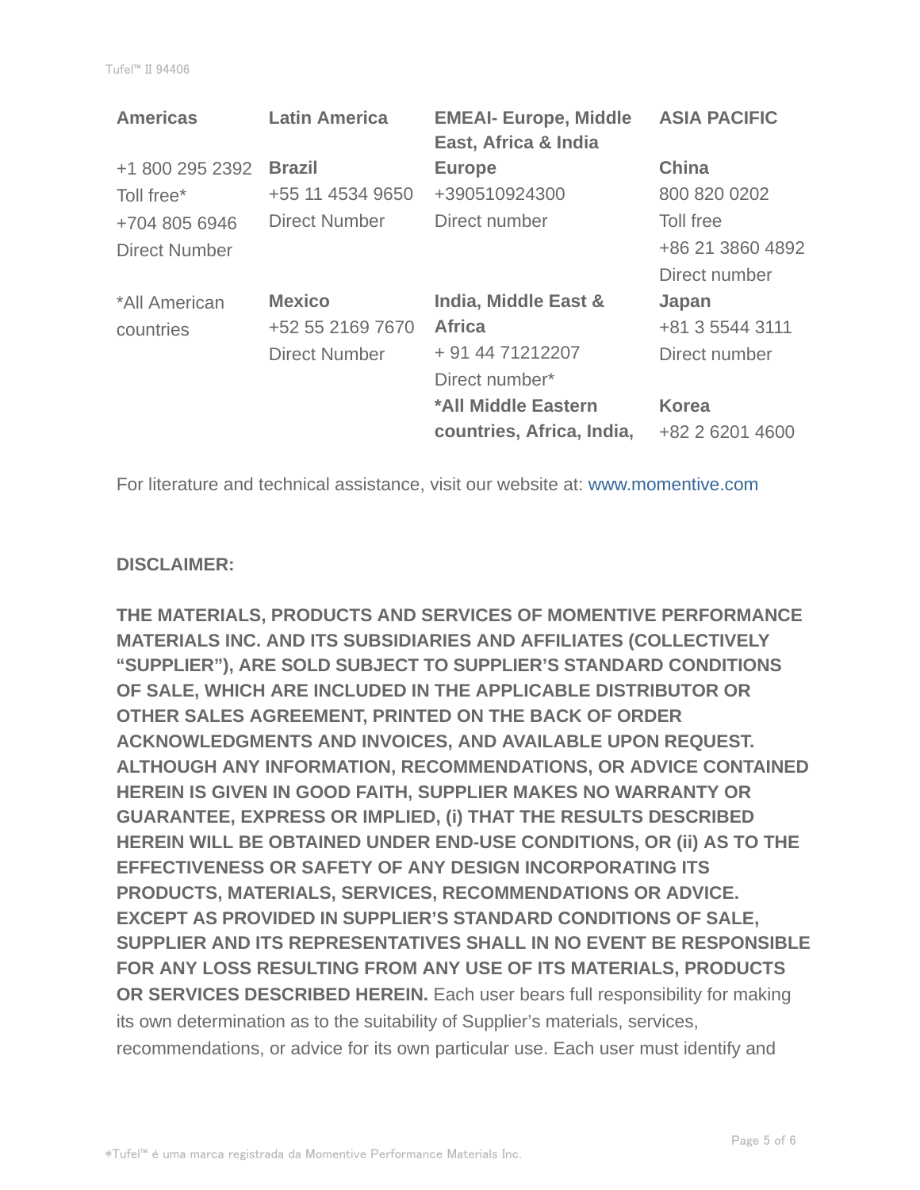| Americas | Latin America | EMEAI- Europe, Middle East, Africa & India | ASIA PACIFIC |
|---|---|---|---|
| +1 800 295 2392 Toll free* +704 805 6946 Direct Number | **Brazil** +55 11 4534 9650 Direct Number | **Europe** +390510924300 Direct number | **China** 800 820 0202 Toll free +86 21 3860 4892 Direct number |
| *All American countries | **Mexico** +52 55 2169 7670 Direct Number | **India, Middle East & Africa** + 91 44 71212207 Direct number* | **Japan** +81 3 5544 3111 Direct number |
| | | ***All Middle Eastern countries, Africa, India,** | **Korea** +82 2 6201 4600 |

For literature and technical assistance, visit our website at: www.momentive.com

**DISCLAIMER:**

**THE MATERIALS, PRODUCTS AND SERVICES OF MOMENTIVE PERFORMANCE MATERIALS INC. AND ITS SUBSIDIARIES AND AFFILIATES (COLLECTIVELY "SUPPLIER"), ARE SOLD SUBJECT TO SUPPLIER'S STANDARD CONDITIONS OF SALE, WHICH ARE INCLUDED IN THE APPLICABLE DISTRIBUTOR OR OTHER SALES AGREEMENT, PRINTED ON THE BACK OF ORDER ACKNOWLEDGMENTS AND INVOICES, AND AVAILABLE UPON REQUEST. ALTHOUGH ANY INFORMATION, RECOMMENDATIONS, OR ADVICE CONTAINED HEREIN IS GIVEN IN GOOD FAITH, SUPPLIER MAKES NO WARRANTY OR GUARANTEE, EXPRESS OR IMPLIED, (i) THAT THE RESULTS DESCRIBED HEREIN WILL BE OBTAINED UNDER END-USE CONDITIONS, OR (ii) AS TO THE EFFECTIVENESS OR SAFETY OF ANY DESIGN INCORPORATING ITS PRODUCTS, MATERIALS, SERVICES, RECOMMENDATIONS OR ADVICE. EXCEPT AS PROVIDED IN SUPPLIER'S STANDARD CONDITIONS OF SALE, SUPPLIER AND ITS REPRESENTATIVES SHALL IN NO EVENT BE RESPONSIBLE FOR ANY LOSS RESULTING FROM ANY USE OF ITS MATERIALS, PRODUCTS OR SERVICES DESCRIBED HEREIN.** Each user bears full responsibility for making its own determination as to the suitability of Supplier's materials, services, recommendations, or advice for its own particular use. Each user must identify and

*Tufel™ é uma marca registrada da Momentive Performance Materials Inc.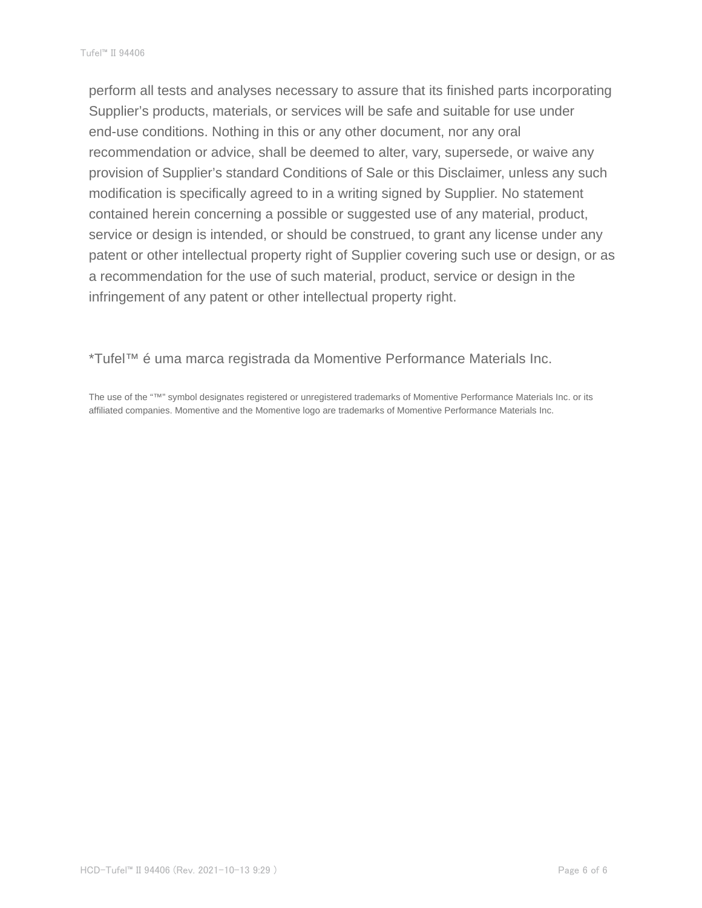perform all tests and analyses necessary to assure that its finished parts incorporating Supplier's products, materials, or services will be safe and suitable for use under end-use conditions. Nothing in this or any other document, nor any oral recommendation or advice, shall be deemed to alter, vary, supersede, or waive any provision of Supplier's standard Conditions of Sale or this Disclaimer, unless any such modification is specifically agreed to in a writing signed by Supplier. No statement contained herein concerning a possible or suggested use of any material, product, service or design is intended, or should be construed, to grant any license under any patent or other intellectual property right of Supplier covering such use or design, or as a recommendation for the use of such material, product, service or design in the infringement of any patent or other intellectual property right.

*Tufel™ é uma marca registrada da Momentive Performance Materials Inc.

The use of the "™" symbol designates registered or unregistered trademarks of Momentive Performance Materials Inc. or its affiliated companies. Momentive and the Momentive logo are trademarks of Momentive Performance Materials Inc.